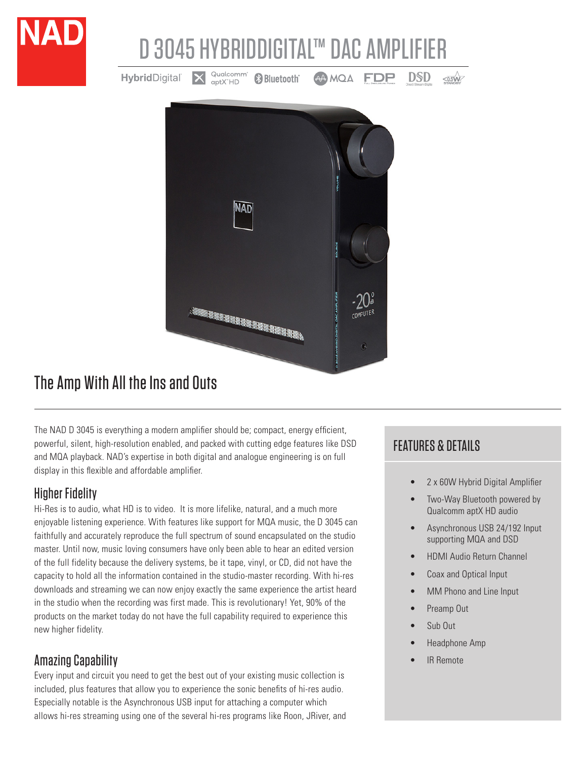# D 3045 HYBRIDDIGITAL™ DAC AMPLIFIER

HybridDigital® | Qualcomm® aptX™ HD | Bluetooth® | MQA | FDP | DSD | ≤0.5W STANDBY

## The Amp With All the Ins and Outs

The NAD D 3045 is everything a modern amplifier should be; compact, energy efficient, powerful, silent, high-resolution enabled, and packed with cutting edge features like DSD and MQA playback. NAD's expertise in both digital and analogue engineering is on full display in this flexible and affordable amplifier.

### Higher Fidelity

Hi-Res is to audio, what HD is to video. It is more lifelike, natural, and a much more enjoyable listening experience. With features like support for MQA music, the D 3045 can faithfully and accurately reproduce the full spectrum of sound encapsulated on the studio master. Until now, music loving consumers have only been able to hear an edited version of the full fidelity because the delivery systems, be it tape, vinyl, or CD, did not have the capacity to hold all the information contained in the studio-master recording. With hi-res downloads and streaming we can now enjoy exactly the same experience the artist heard in the studio when the recording was first made. This is revolutionary! Yet, 90% of the products on the market today do not have the full capability required to experience this new higher fidelity.

### Amazing Capability

Every input and circuit you need to get the best out of your existing music collection is included, plus features that allow you to experience the sonic benefits of hi-res audio. Especially notable is the Asynchronous USB input for attaching a computer which allows hi-res streaming using one of the several hi-res programs like Roon, JRiver, and

## FEATURES & DETAILS

- 2 x 60W Hybrid Digital Amplifier
- Two-Way Bluetooth powered by Qualcomm aptX HD audio
- Asynchronous USB 24/192 Input supporting MQA and DSD
- HDMI Audio Return Channel
- Coax and Optical Input
- MM Phono and Line Input
- Preamp Out
- Sub Out
- Headphone Amp
- IR Remote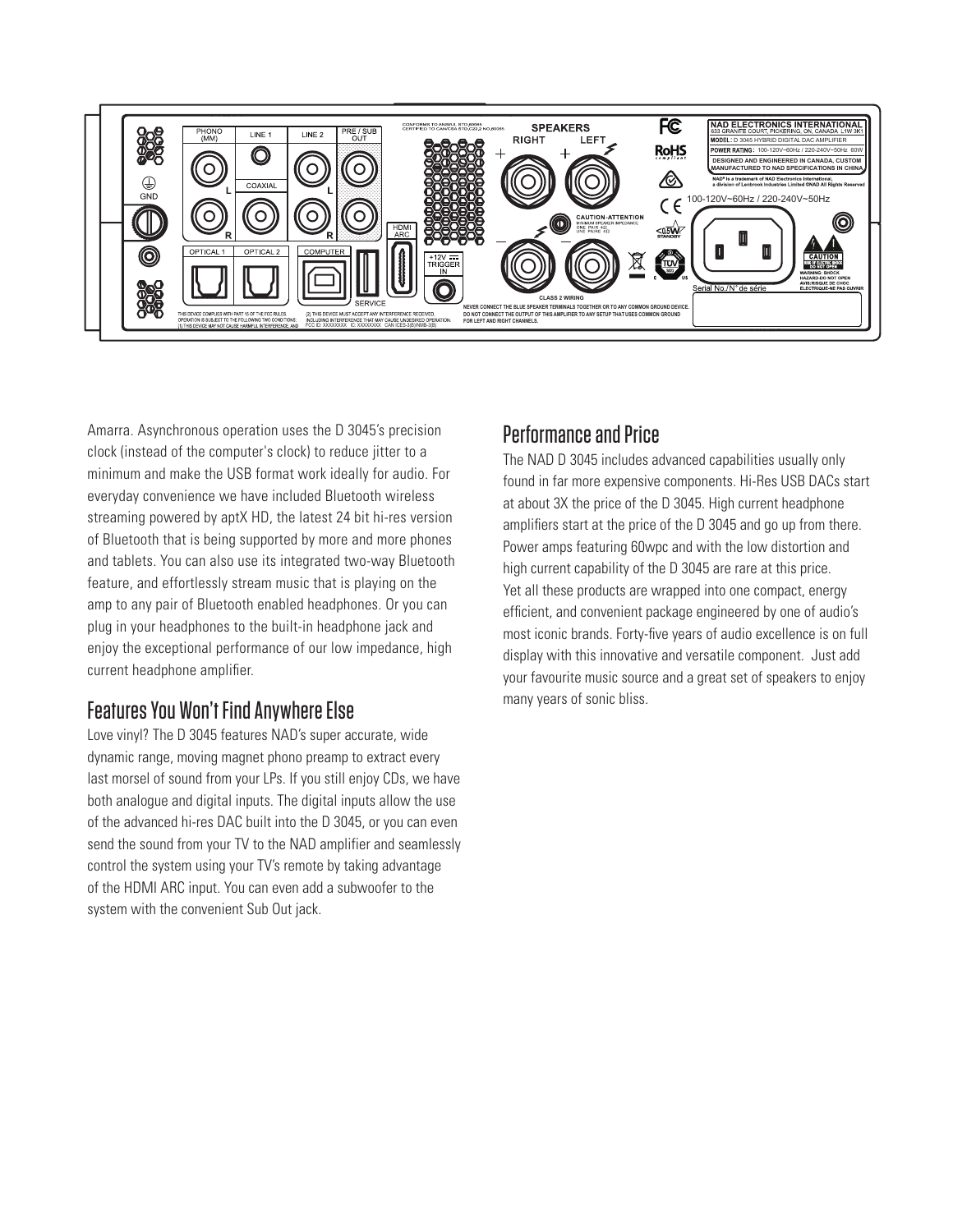Amarra. Asynchronous operation uses the D 3045's precision clock (instead of the computer's clock) to reduce jitter to a minimum and make the USB format work ideally for audio. For everyday convenience we have included Bluetooth wireless streaming powered by aptX HD, the latest 24 bit hi-res version of Bluetooth that is being supported by more and more phones and tablets. You can also use its integrated two-way Bluetooth feature, and effortlessly stream music that is playing on the amp to any pair of Bluetooth enabled headphones. Or you can plug in your headphones to the built-in headphone jack and enjoy the exceptional performance of our low impedance, high current headphone amplifier.

## Features You Won't Find Anywhere Else

Love vinyl? The D 3045 features NAD's super accurate, wide dynamic range, moving magnet phono preamp to extract every last morsel of sound from your LPs. If you still enjoy CDs, we have both analogue and digital inputs. The digital inputs allow the use of the advanced hi-res DAC built into the D 3045, or you can even send the sound from your TV to the NAD amplifier and seamlessly control the system using your TV's remote by taking advantage of the HDMI ARC input. You can even add a subwoofer to the system with the convenient Sub Out jack.

## Performance and Price

The NAD D 3045 includes advanced capabilities usually only found in far more expensive components. Hi-Res USB DACs start at about 3X the price of the D 3045. High current headphone amplifiers start at the price of the D 3045 and go up from there. Power amps featuring 60wpc and with the low distortion and high current capability of the D 3045 are rare at this price. Yet all these products are wrapped into one compact, energy efficient, and convenient package engineered by one of audio's most iconic brands. Forty-five years of audio excellence is on full display with this innovative and versatile component. Just add your favourite music source and a great set of speakers to enjoy many years of sonic bliss.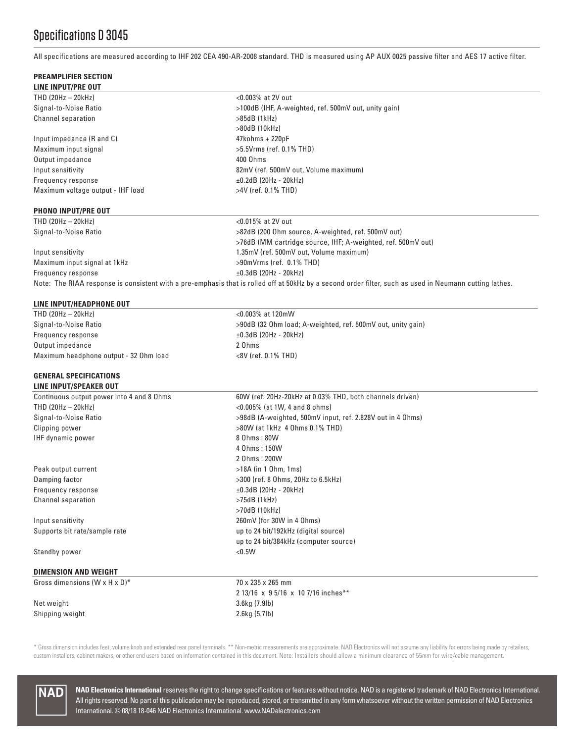# Specifications D 3045

All specifications are measured according to IHF 202 CEA 490-AR-2008 standard. THD is measured using AP AUX 0025 passive filter and AES 17 active filter.

## PREAMPLIFIER SECTION

### LINE INPUT/PRE OUT

| | |
|---|---|
| THD (20Hz – 20kHz) | <0.003% at 2V out |
| Signal-to-Noise Ratio | >100dB (IHF, A-weighted, ref. 500mV out, unity gain) |
| Channel separation | >85dB (1kHz) |
| | >80dB (10kHz) |
| Input impedance (R and C) | 47kohms + 220pF |
| Maximum input signal | >5.5Vrms (ref. 0.1% THD) |
| Output impedance | 400 Ohms |
| Input sensitivity | 82mV (ref. 500mV out, Volume maximum) |
| Frequency response | ±0.2dB (20Hz - 20kHz) |
| Maximum voltage output - IHF load | >4V (ref. 0.1% THD) |

### PHONO INPUT/PRE OUT

| | |
|---|---|
| THD (20Hz – 20kHz) | <0.015% at 2V out |
| Signal-to-Noise Ratio | >82dB (200 Ohm source, A-weighted, ref. 500mV out) |
| | >76dB (MM cartridge source, IHF; A-weighted, ref. 500mV out) |
| Input sensitivity | 1.35mV (ref. 500mV out, Volume maximum) |
| Maximum input signal at 1kHz | >90mVrms (ref. 0.1% THD) |
| Frequency response | ±0.3dB (20Hz - 20kHz) |

Note: The RIAA response is consistent with a pre-emphasis that is rolled off at 50kHz by a second order filter, such as used in Neumann cutting lathes.

### LINE INPUT/HEADPHONE OUT

| | |
|---|---|
| THD (20Hz – 20kHz) | <0.003% at 120mW |
| Signal-to-Noise Ratio | >90dB (32 Ohm load; A-weighted, ref. 500mV out, unity gain) |
| Frequency response | ±0.3dB (20Hz - 20kHz) |
| Output impedance | 2 Ohms |
| Maximum headphone output - 32 Ohm load | <8V (ref. 0.1% THD) |

## GENERAL SPECIFICATIONS

### LINE INPUT/SPEAKER OUT

| | |
|---|---|
| Continuous output power into 4 and 8 Ohms | 60W (ref. 20Hz-20kHz at 0.03% THD, both channels driven) |
| THD (20Hz – 20kHz) | <0.005% (at 1W, 4 and 8 ohms) |
| Signal-to-Noise Ratio | >98dB (A-weighted, 500mV input, ref. 2.828V out in 4 Ohms) |
| Clipping power | >80W (at 1kHz 4 Ohms 0.1% THD) |
| IHF dynamic power | 8 Ohms : 80W |
| | 4 Ohms : 150W |
| | 2 Ohms : 200W |
| Peak output current | >18A (in 1 Ohm, 1ms) |
| Damping factor | >300 (ref. 8 Ohms, 20Hz to 6.5kHz) |
| Frequency response | ±0.3dB (20Hz - 20kHz) |
| Channel separation | >75dB (1kHz) |
| | >70dB (10kHz) |
| Input sensitivity | 260mV (for 30W in 4 Ohms) |
| Supports bit rate/sample rate | up to 24 bit/192kHz (digital source) |
| | up to 24 bit/384kHz (computer source) |
| Standby power | <0.5W |

### DIMENSION AND WEIGHT

| | |
|---|---|
| Gross dimensions (W x H x D)* | 70 x 235 x 265 mm |
| | 2 13/16 x 9 5/16 x 10 7/16 inches** |
| Net weight | 3.6kg (7.9lb) |
| Shipping weight | 2.6kg (5.7lb) |

\* Gross dimension includes feet, volume knob and extended rear panel terminals. ** Non-metric measurements are approximate. NAD Electronics will not assume any liability for errors being made by retailers, custom installers, cabinet makers, or other end users based on information contained in this document. Note: Installers should allow a minimum clearance of 55mm for wire/cable management.

**NAD Electronics International** reserves the right to change specifications or features without notice. NAD is a registered trademark of NAD Electronics International. All rights reserved. No part of this publication may be reproduced, stored, or transmitted in any form whatsoever without the written permission of NAD Electronics International. © 08/18 18-046 NAD Electronics International. www.NADelectronics.com